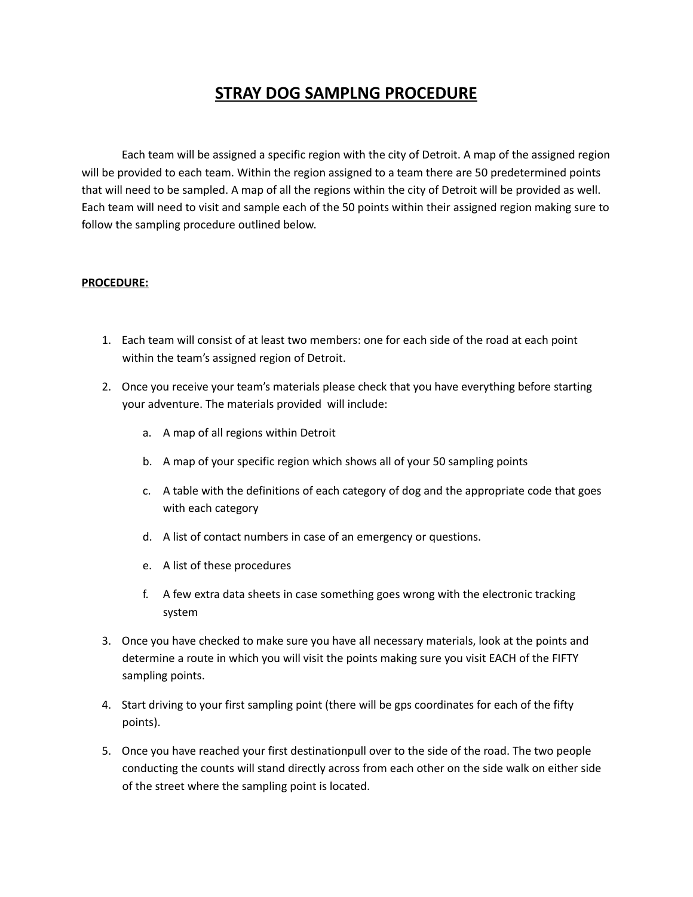# STRAY DOG SAMPLNG PROCEDURE

Each team will be assigned a specific region with the city of Detroit. A map of the assigned region will be provided to each team. Within the region assigned to a team there are 50 predetermined points that will need to be sampled. A map of all the regions within the city of Detroit will be provided as well. Each team will need to visit and sample each of the 50 points within their assigned region making sure to follow the sampling procedure outlined below.

**PROCEDURE:**

1. Each team will consist of at least two members: one for each side of the road at each point within the team's assigned region of Detroit.
2. Once you receive your team's materials please check that you have everything before starting your adventure. The materials provided will include:
    a. A map of all regions within Detroit
    b. A map of your specific region which shows all of your 50 sampling points
    c. A table with the definitions of each category of dog and the appropriate code that goes with each category
    d. A list of contact numbers in case of an emergency or questions.
    e. A list of these procedures
    f. A few extra data sheets in case something goes wrong with the electronic tracking system
3. Once you have checked to make sure you have all necessary materials, look at the points and determine a route in which you will visit the points making sure you visit EACH of the FIFTY sampling points.
4. Start driving to your first sampling point (there will be gps coordinates for each of the fifty points).
5. Once you have reached your first destinationpull over to the side of the road. The two people conducting the counts will stand directly across from each other on the side walk on either side of the street where the sampling point is located.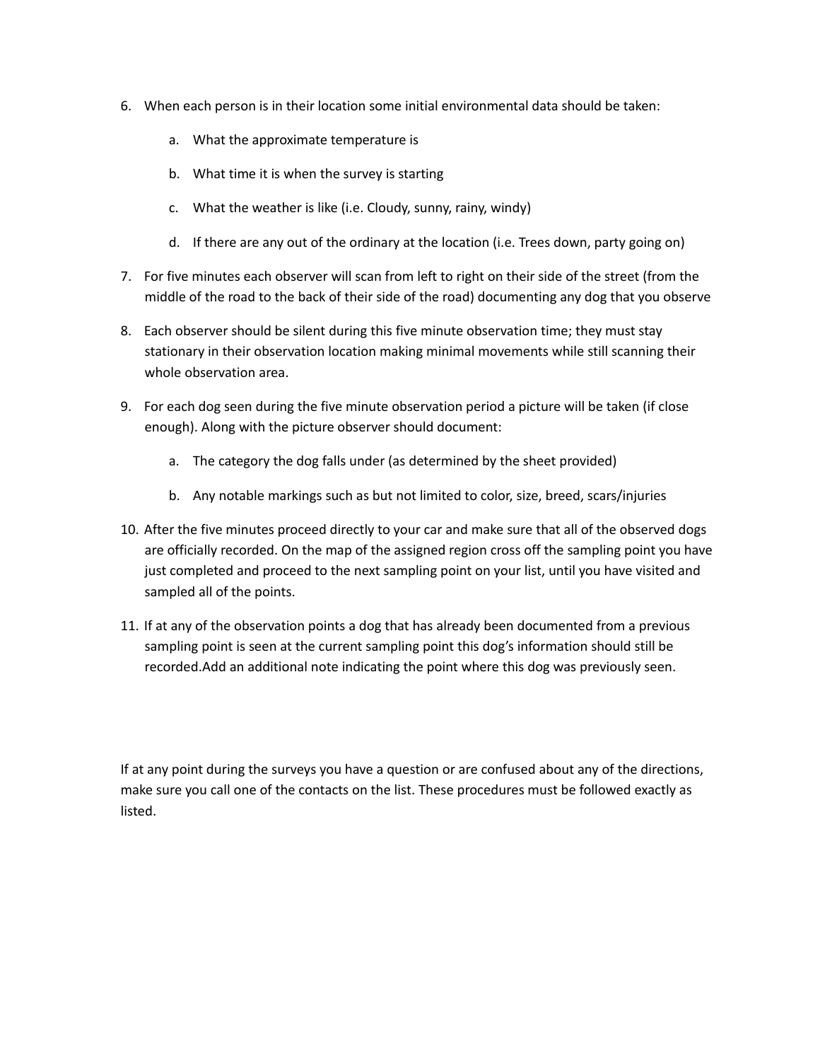6. When each person is in their location some initial environmental data should be taken:
    a. What the approximate temperature is
    b. What time it is when the survey is starting
    c. What the weather is like (i.e. Cloudy, sunny, rainy, windy)
    d. If there are any out of the ordinary at the location (i.e. Trees down, party going on)
7. For five minutes each observer will scan from left to right on their side of the street (from the middle of the road to the back of their side of the road) documenting any dog that you observe
8. Each observer should be silent during this five minute observation time; they must stay stationary in their observation location making minimal movements while still scanning their whole observation area.
9. For each dog seen during the five minute observation period a picture will be taken (if close enough). Along with the picture observer should document:
    a. The category the dog falls under (as determined by the sheet provided)
    b. Any notable markings such as but not limited to color, size, breed, scars/injuries
10. After the five minutes proceed directly to your car and make sure that all of the observed dogs are officially recorded. On the map of the assigned region cross off the sampling point you have just completed and proceed to the next sampling point on your list, until you have visited and sampled all of the points.
11. If at any of the observation points a dog that has already been documented from a previous sampling point is seen at the current sampling point this dog's information should still be recorded.Add an additional note indicating the point where this dog was previously seen.

If at any point during the surveys you have a question or are confused about any of the directions, make sure you call one of the contacts on the list. These procedures must be followed exactly as listed.